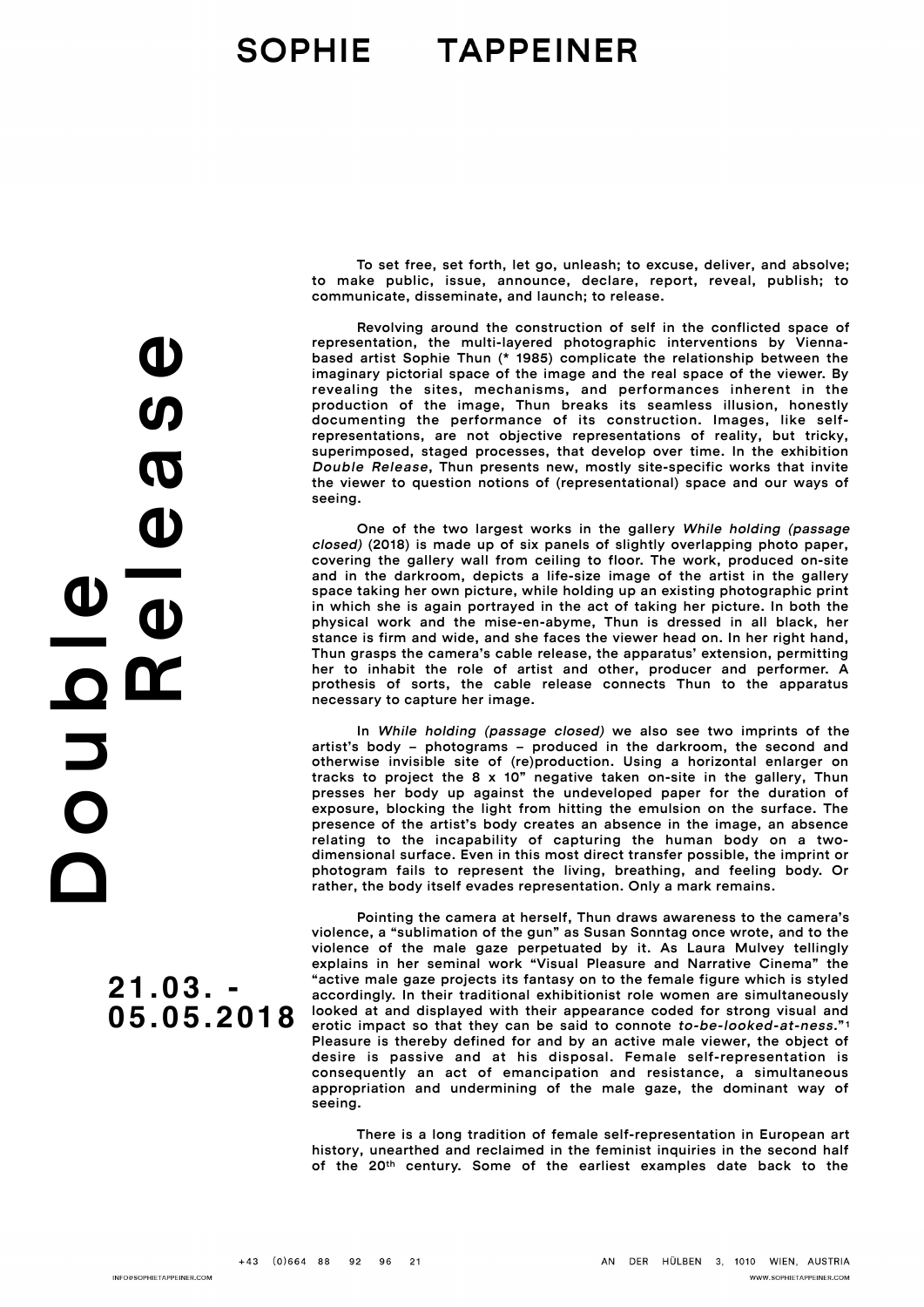# SOPHIE TAPPEINER

# Double Release

**21.03. - 05.05.2018**

To set free, set forth, let go, unleash; to excuse, deliver, and absolve; to make public, issue, announce, declare, report, reveal, publish; to communicate, disseminate, and launch; to release.

Revolving around the construction of self in the conflicted space of representation, the multi-layered photographic interventions by Vienna-based artist Sophie Thun (* 1985) complicate the relationship between the imaginary pictorial space of the image and the real space of the viewer. By revealing the sites, mechanisms, and performances inherent in the production of the image, Thun breaks its seamless illusion, honestly documenting the performance of its construction. Images, like self-representations, are not objective representations of reality, but tricky, superimposed, staged processes, that develop over time. In the exhibition *Double Release*, Thun presents new, mostly site-specific works that invite the viewer to question notions of (representational) space and our ways of seeing.

One of the two largest works in the gallery *While holding (passage closed)* (2018) is made up of six panels of slightly overlapping photo paper, covering the gallery wall from ceiling to floor. The work, produced on-site and in the darkroom, depicts a life-size image of the artist in the gallery space taking her own picture, while holding up an existing photographic print in which she is again portrayed in the act of taking her picture. In both the physical work and the mise-en-abyme, Thun is dressed in all black, her stance is firm and wide, and she faces the viewer head on. In her right hand, Thun grasps the camera's cable release, the apparatus' extension, permitting her to inhabit the role of artist and other, producer and performer. A prothesis of sorts, the cable release connects Thun to the apparatus necessary to capture her image.

In *While holding (passage closed)* we also see two imprints of the artist's body – photograms – produced in the darkroom, the second and otherwise invisible site of (re)production. Using a horizontal enlarger on tracks to project the 8 x 10" negative taken on-site in the gallery, Thun presses her body up against the undeveloped paper for the duration of exposure, blocking the light from hitting the emulsion on the surface. The presence of the artist's body creates an absence in the image, an absence relating to the incapability of capturing the human body on a two-dimensional surface. Even in this most direct transfer possible, the imprint or photogram fails to represent the living, breathing, and feeling body. Or rather, the body itself evades representation. Only a mark remains.

Pointing the camera at herself, Thun draws awareness to the camera's violence, a "sublimation of the gun" as Susan Sonntag once wrote, and to the violence of the male gaze perpetuated by it. As Laura Mulvey tellingly explains in her seminal work "Visual Pleasure and Narrative Cinema" the "active male gaze projects its fantasy on to the female figure which is styled accordingly. In their traditional exhibitionist role women are simultaneously looked at and displayed with their appearance coded for strong visual and erotic impact so that they can be said to connote *to-be-looked-at-ness*."[1] Pleasure is thereby defined for and by an active male viewer, the object of desire is passive and at his disposal. Female self-representation is consequently an act of emancipation and resistance, a simultaneous appropriation and undermining of the male gaze, the dominant way of seeing.

There is a long tradition of female self-representation in European art history, unearthed and reclaimed in the feminist inquiries in the second half of the 20th century. Some of the earliest examples date back to the

+43 (0)664 88 92 96 21 AN DER HÜLBEN 3, 1010 WIEN, AUSTRIA
INFO@SOPHIETAPPEINER.COM WWW.SOPHIETAPPEINER.COM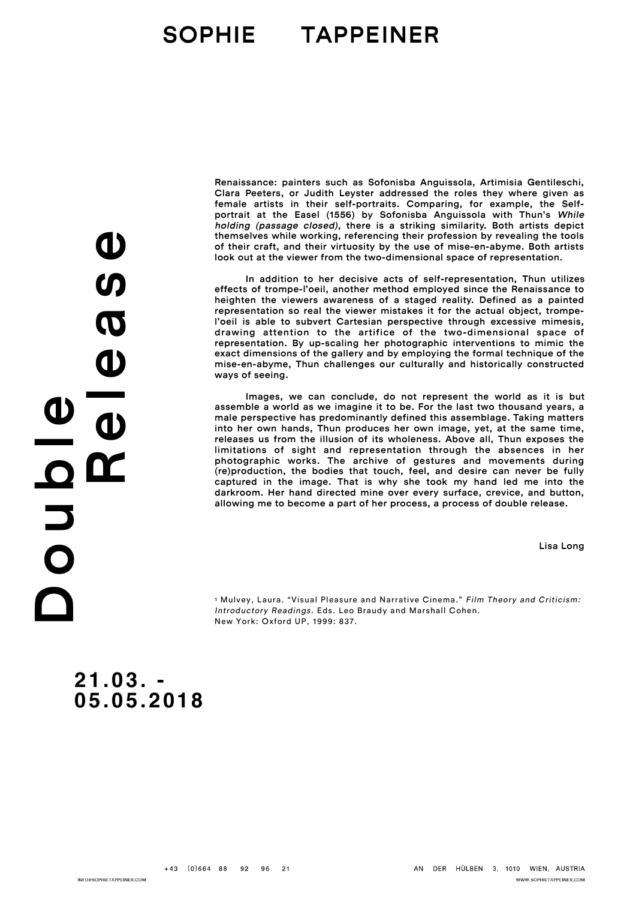# SOPHIE TAPPEINER

## Double Release

Renaissance: painters such as Sofonisba Anguissola, Artimisia Gentileschi, Clara Peeters, or Judith Leyster addressed the roles they where given as female artists in their self-portraits. Comparing, for example, the Self-portrait at the Easel (1556) by Sofonisba Anguissola with Thun's *While holding (passage closed)*, there is a striking similarity. Both artists depict themselves while working, referencing their profession by revealing the tools of their craft, and their virtuosity by the use of mise-en-abyme. Both artists look out at the viewer from the two-dimensional space of representation.

In addition to her decisive acts of self-representation, Thun utilizes effects of trompe-l'oeil, another method employed since the Renaissance to heighten the viewers awareness of a staged reality. Defined as a painted representation so real the viewer mistakes it for the actual object, trompe-l'oeil is able to subvert Cartesian perspective through excessive mimesis, drawing attention to the artifice of the two-dimensional space of representation. By up-scaling her photographic interventions to mimic the exact dimensions of the gallery and by employing the formal technique of the mise-en-abyme, Thun challenges our culturally and historically constructed ways of seeing.

Images, we can conclude, do not represent the world as it is but assemble a world as we imagine it to be. For the last two thousand years, a male perspective has predominantly defined this assemblage. Taking matters into her own hands, Thun produces her own image, yet, at the same time, releases us from the illusion of its wholeness. Above all, Thun exposes the limitations of sight and representation through the absences in her photographic works. The archive of gestures and movements during (re)production, the bodies that touch, feel, and desire can never be fully captured in the image. That is why she took my hand led me into the darkroom. Her hand directed mine over every surface, crevice, and button, allowing me to become a part of her process, a process of double release.

Lisa Long

[1] Mulvey, Laura. "Visual Pleasure and Narrative Cinema." *Film Theory and Criticism: Introductory Readings*. Eds. Leo Braudy and Marshall Cohen. New York: Oxford UP, 1999: 837.

**21.03. - 05.05.2018**

+43 (0)664 88 92 96 21

AN DER HÜLBEN 3, 1010 WIEN, AUSTRIA

INFO@SOPHIETAPPEINER.COM

WWW.SOPHIETAPPEINER.COM